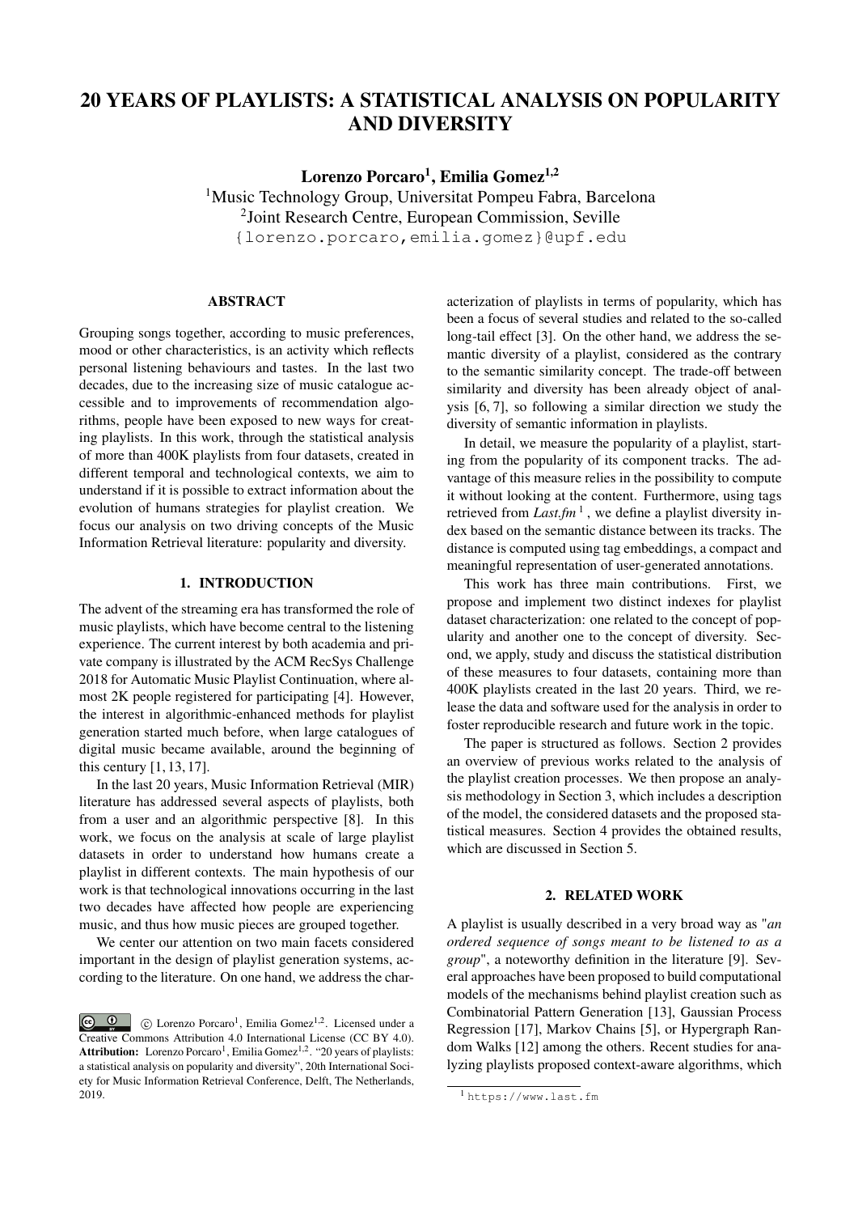# 20 YEARS OF PLAYLISTS: A STATISTICAL ANALYSIS ON POPULARITY AND DIVERSITY

**Lorenzo Porcaro[1], Emilia Gomez[1,2]**

[1]Music Technology Group, Universitat Pompeu Fabra, Barcelona
[2]Joint Research Centre, European Commission, Seville
{lorenzo.porcaro,emilia.gomez}@upf.edu

## ABSTRACT

Grouping songs together, according to music preferences, mood or other characteristics, is an activity which reflects personal listening behaviours and tastes. In the last two decades, due to the increasing size of music catalogue accessible and to improvements of recommendation algorithms, people have been exposed to new ways for creating playlists. In this work, through the statistical analysis of more than 400K playlists from four datasets, created in different temporal and technological contexts, we aim to understand if it is possible to extract information about the evolution of humans strategies for playlist creation. We focus our analysis on two driving concepts of the Music Information Retrieval literature: popularity and diversity.

## 1. INTRODUCTION

The advent of the streaming era has transformed the role of music playlists, which have become central to the listening experience. The current interest by both academia and private company is illustrated by the ACM RecSys Challenge 2018 for Automatic Music Playlist Continuation, where almost 2K people registered for participating [4]. However, the interest in algorithmic-enhanced methods for playlist generation started much before, when large catalogues of digital music became available, around the beginning of this century [1, 13, 17].

In the last 20 years, Music Information Retrieval (MIR) literature has addressed several aspects of playlists, both from a user and an algorithmic perspective [8]. In this work, we focus on the analysis at scale of large playlist datasets in order to understand how humans create a playlist in different contexts. The main hypothesis of our work is that technological innovations occurring in the last two decades have affected how people are experiencing music, and thus how music pieces are grouped together.

We center our attention on two main facets considered important in the design of playlist generation systems, according to the literature. On one hand, we address the characterization of playlists in terms of popularity, which has been a focus of several studies and related to the so-called long-tail effect [3]. On the other hand, we address the semantic diversity of a playlist, considered as the contrary to the semantic similarity concept. The trade-off between similarity and diversity has been already object of analysis [6, 7], so following a similar direction we study the diversity of semantic information in playlists.

In detail, we measure the popularity of a playlist, starting from the popularity of its component tracks. The advantage of this measure relies in the possibility to compute it without looking at the content. Furthermore, using tags retrieved from *Last.fm* [1], we define a playlist diversity index based on the semantic distance between its tracks. The distance is computed using tag embeddings, a compact and meaningful representation of user-generated annotations.

This work has three main contributions. First, we propose and implement two distinct indexes for playlist dataset characterization: one related to the concept of popularity and another one to the concept of diversity. Second, we apply, study and discuss the statistical distribution of these measures to four datasets, containing more than 400K playlists created in the last 20 years. Third, we release the data and software used for the analysis in order to foster reproducible research and future work in the topic.

The paper is structured as follows. Section 2 provides an overview of previous works related to the analysis of the playlist creation processes. We then propose an analysis methodology in Section 3, which includes a description of the model, the considered datasets and the proposed statistical measures. Section 4 provides the obtained results, which are discussed in Section 5.

## 2. RELATED WORK

A playlist is usually described in a very broad way as "*an ordered sequence of songs meant to be listened to as a group*", a noteworthy definition in the literature [9]. Several approaches have been proposed to build computational models of the mechanisms behind playlist creation such as Combinatorial Pattern Generation [13], Gaussian Process Regression [17], Markov Chains [5], or Hypergraph Random Walks [12] among the others. Recent studies for analyzing playlists proposed context-aware algorithms, which

© Lorenzo Porcaro[1], Emilia Gomez[1,2]. Licensed under a Creative Commons Attribution 4.0 International License (CC BY 4.0). **Attribution:** Lorenzo Porcaro[1], Emilia Gomez[1,2]. "20 years of playlists: a statistical analysis on popularity and diversity", 20th International Society for Music Information Retrieval Conference, Delft, The Netherlands, 2019.

[1] https://www.last.fm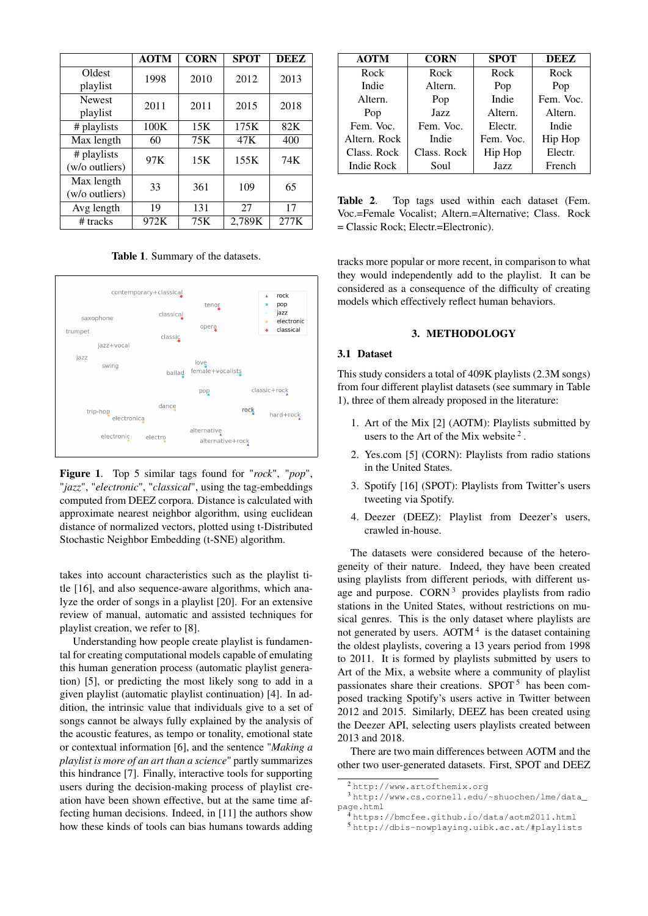|  | AOTM | CORN | SPOT | DEEZ |
|---|---|---|---|---|
| Oldest playlist | 1998 | 2010 | 2012 | 2013 |
| Newest playlist | 2011 | 2011 | 2015 | 2018 |
| # playlists | 100K | 15K | 175K | 82K |
| Max length | 60 | 75K | 47K | 400 |
| # playlists (w/o outliers) | 97K | 15K | 155K | 74K |
| Max length (w/o outliers) | 33 | 361 | 109 | 65 |
| Avg length | 19 | 131 | 27 | 17 |
| # tracks | 972K | 75K | 2,789K | 277K |

**Table 1**. Summary of the datasets.

**Figure 1**. Top 5 similar tags found for "*rock*", "*pop*", "*jazz*", "*electronic*", "*classical*", using the tag-embeddings computed from DEEZ corpora. Distance is calculated with approximate nearest neighbor algorithm, using euclidean distance of normalized vectors, plotted using t-Distributed Stochastic Neighbor Embedding (t-SNE) algorithm.

takes into account characteristics such as the playlist title [16], and also sequence-aware algorithms, which analyze the order of songs in a playlist [20]. For an extensive review of manual, automatic and assisted techniques for playlist creation, we refer to [8].

Understanding how people create playlist is fundamental for creating computational models capable of emulating this human generation process (automatic playlist generation) [5], or predicting the most likely song to add in a given playlist (automatic playlist continuation) [4]. In addition, the intrinsic value that individuals give to a set of songs cannot be always fully explained by the analysis of the acoustic features, as tempo or tonality, emotional state or contextual information [6], and the sentence "*Making a playlist is more of an art than a science*" partly summarizes this hindrance [7]. Finally, interactive tools for supporting users during the decision-making process of playlist creation have been shown effective, but at the same time affecting human decisions. Indeed, in [11] the authors show how these kinds of tools can bias humans towards adding tracks more popular or more recent, in comparison to what they would independently add to the playlist. It can be considered as a consequence of the difficulty of creating models which effectively reflect human behaviors.

| AOTM | CORN | SPOT | DEEZ |
|---|---|---|---|
| Rock | Rock | Rock | Rock |
| Indie | Altern. | Pop | Pop |
| Altern. | Pop | Indie | Fem. Voc. |
| Pop | Jazz | Altern. | Altern. |
| Fem. Voc. | Fem. Voc. | Electr. | Indie |
| Altern. Rock | Indie | Fem. Voc. | Hip Hop |
| Class. Rock | Class. Rock | Hip Hop | Electr. |
| Indie Rock | Soul | Jazz | French |

**Table 2**. Top tags used within each dataset (Fem. Voc.=Female Vocalist; Altern.=Alternative; Class. Rock = Classic Rock; Electr.=Electronic).

## 3. METHODOLOGY

### 3.1 Dataset

This study considers a total of 409K playlists (2.3M songs) from four different playlist datasets (see summary in Table 1), three of them already proposed in the literature:

1. Art of the Mix [2] (AOTM): Playlists submitted by users to the Art of the Mix website [2].
2. Yes.com [5] (CORN): Playlists from radio stations in the United States.
3. Spotify [16] (SPOT): Playlists from Twitter's users tweeting via Spotify.
4. Deezer (DEEZ): Playlist from Deezer's users, crawled in-house.

The datasets were considered because of the heterogeneity of their nature. Indeed, they have been created using playlists from different periods, with different usage and purpose. CORN [3] provides playlists from radio stations in the United States, without restrictions on musical genres. This is the only dataset where playlists are not generated by users. AOTM [4] is the dataset containing the oldest playlists, covering a 13 years period from 1998 to 2011. It is formed by playlists submitted by users to Art of the Mix, a website where a community of playlist passionates share their creations. SPOT [5] has been composed tracking Spotify's users active in Twitter between 2012 and 2015. Similarly, DEEZ has been created using the Deezer API, selecting users playlists created between 2013 and 2018.

There are two main differences between AOTM and the other two user-generated datasets. First, SPOT and DEEZ

[2] http://www.artofthemix.org
[3] http://www.cs.cornell.edu/~shuochen/lme/data_page.html
[4] https://bmcfee.github.io/data/aotm2011.html
[5] http://dbis-nowplaying.uibk.ac.at/#playlists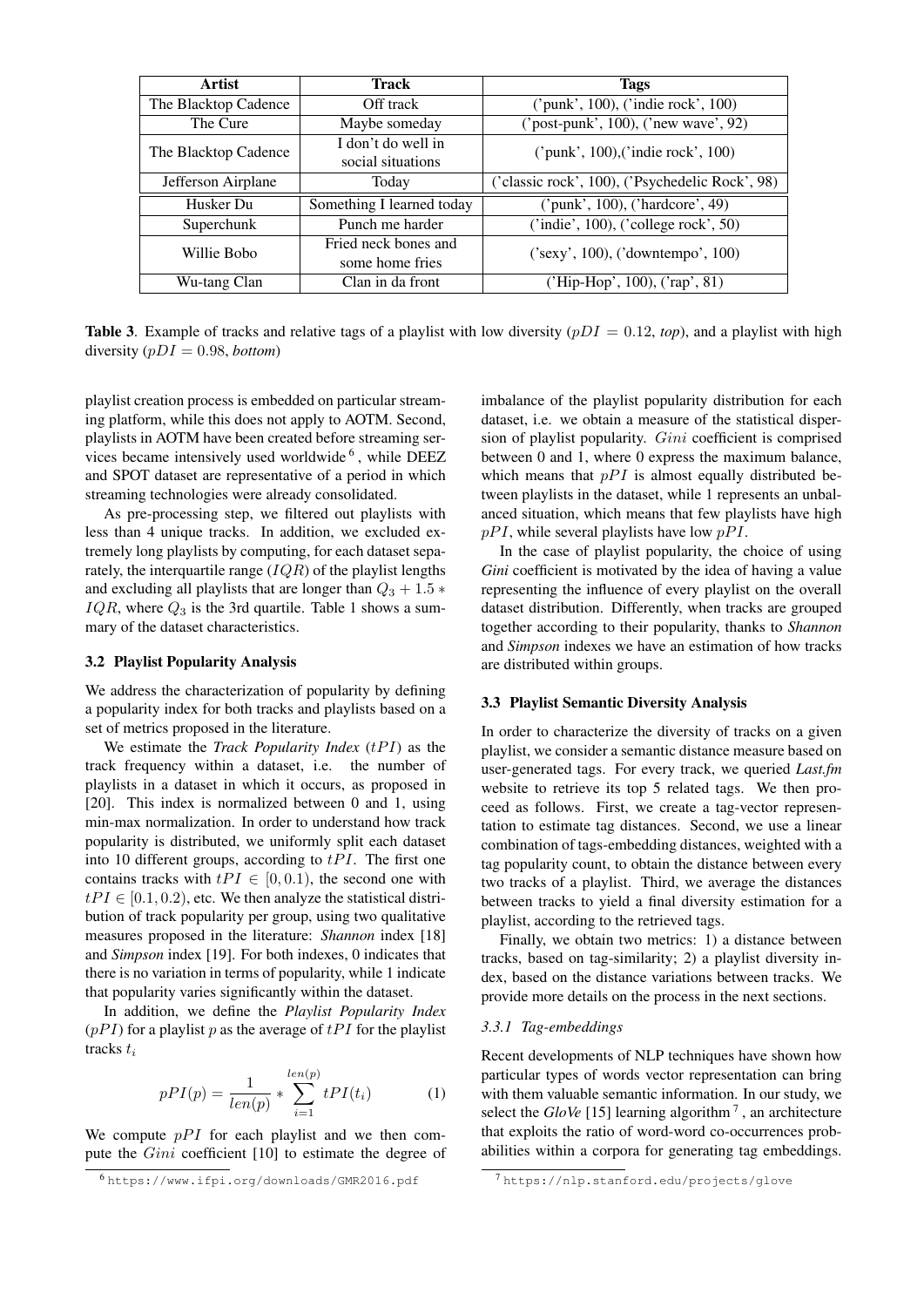| Artist | Track | Tags |
|---|---|---|
| The Blacktop Cadence | Off track | ('punk', 100), ('indie rock', 100) |
| The Cure | Maybe someday | ('post-punk', 100), ('new wave', 92) |
| The Blacktop Cadence | I don't do well in social situations | ('punk', 100),('indie rock', 100) |
| Jefferson Airplane | Today | ('classic rock', 100), ('Psychedelic Rock', 98) |
| Husker Du | Something I learned today | ('punk', 100), ('hardcore', 49) |
| Superchunk | Punch me harder | ('indie', 100), ('college rock', 50) |
| Willie Bobo | Fried neck bones and some home fries | ('sexy', 100), ('downtempo', 100) |
| Wu-tang Clan | Clan in da front | ('Hip-Hop', 100), ('rap', 81) |

**Table 3**. Example of tracks and relative tags of a playlist with low diversity ($pDI = 0.12$, *top*), and a playlist with high diversity ($pDI = 0.98$, *bottom*)

playlist creation process is embedded on particular streaming platform, while this does not apply to AOTM. Second, playlists in AOTM have been created before streaming services became intensively used worldwide [6], while DEEZ and SPOT dataset are representative of a period in which streaming technologies were already consolidated.

As pre-processing step, we filtered out playlists with less than 4 unique tracks. In addition, we excluded extremely long playlists by computing, for each dataset separately, the interquartile range ($IQR$) of the playlist lengths and excluding all playlists that are longer than $Q_3 + 1.5 * IQR$, where $Q_3$ is the 3rd quartile. Table 1 shows a summary of the dataset characteristics.

### 3.2 Playlist Popularity Analysis

We address the characterization of popularity by defining a popularity index for both tracks and playlists based on a set of metrics proposed in the literature.

We estimate the *Track Popularity Index* ($tPI$) as the track frequency within a dataset, i.e. the number of playlists in a dataset in which it occurs, as proposed in [20]. This index is normalized between 0 and 1, using min-max normalization. In order to understand how track popularity is distributed, we uniformly split each dataset into 10 different groups, according to $tPI$. The first one contains tracks with $tPI \in [0, 0.1)$, the second one with $tPI \in [0.1, 0.2)$, etc. We then analyze the statistical distribution of track popularity per group, using two qualitative measures proposed in the literature: *Shannon* index [18] and *Simpson* index [19]. For both indexes, 0 indicates that there is no variation in terms of popularity, while 1 indicate that popularity varies significantly within the dataset.

In addition, we define the *Playlist Popularity Index* ($pPI$) for a playlist $p$ as the average of $tPI$ for the playlist tracks $t_i$

$$pPI(p) = \frac{1}{len(p)} * \sum_{i=1}^{len(p)} tPI(t_i) \tag{1}$$

We compute $pPI$ for each playlist and we then compute the $Gini$ coefficient [10] to estimate the degree of imbalance of the playlist popularity distribution for each dataset, i.e. we obtain a measure of the statistical dispersion of playlist popularity. $Gini$ coefficient is comprised between 0 and 1, where 0 express the maximum balance, which means that $pPI$ is almost equally distributed between playlists in the dataset, while 1 represents an unbalanced situation, which means that few playlists have high $pPI$, while several playlists have low $pPI$.

In the case of playlist popularity, the choice of using *Gini* coefficient is motivated by the idea of having a value representing the influence of every playlist on the overall dataset distribution. Differently, when tracks are grouped together according to their popularity, thanks to *Shannon* and *Simpson* indexes we have an estimation of how tracks are distributed within groups.

### 3.3 Playlist Semantic Diversity Analysis

In order to characterize the diversity of tracks on a given playlist, we consider a semantic distance measure based on user-generated tags. For every track, we queried *Last.fm* website to retrieve its top 5 related tags. We then proceed as follows. First, we create a tag-vector representation to estimate tag distances. Second, we use a linear combination of tags-embedding distances, weighted with a tag popularity count, to obtain the distance between every two tracks of a playlist. Third, we average the distances between tracks to yield a final diversity estimation for a playlist, according to the retrieved tags.

Finally, we obtain two metrics: 1) a distance between tracks, based on tag-similarity; 2) a playlist diversity index, based on the distance variations between tracks. We provide more details on the process in the next sections.

#### 3.3.1 Tag-embeddings

Recent developments of NLP techniques have shown how particular types of words vector representation can bring with them valuable semantic information. In our study, we select the *GloVe* [15] learning algorithm [7], an architecture that exploits the ratio of word-word co-occurrences probabilities within a corpora for generating tag embeddings.

[6] https://www.ifpi.org/downloads/GMR2016.pdf

[7] https://nlp.stanford.edu/projects/glove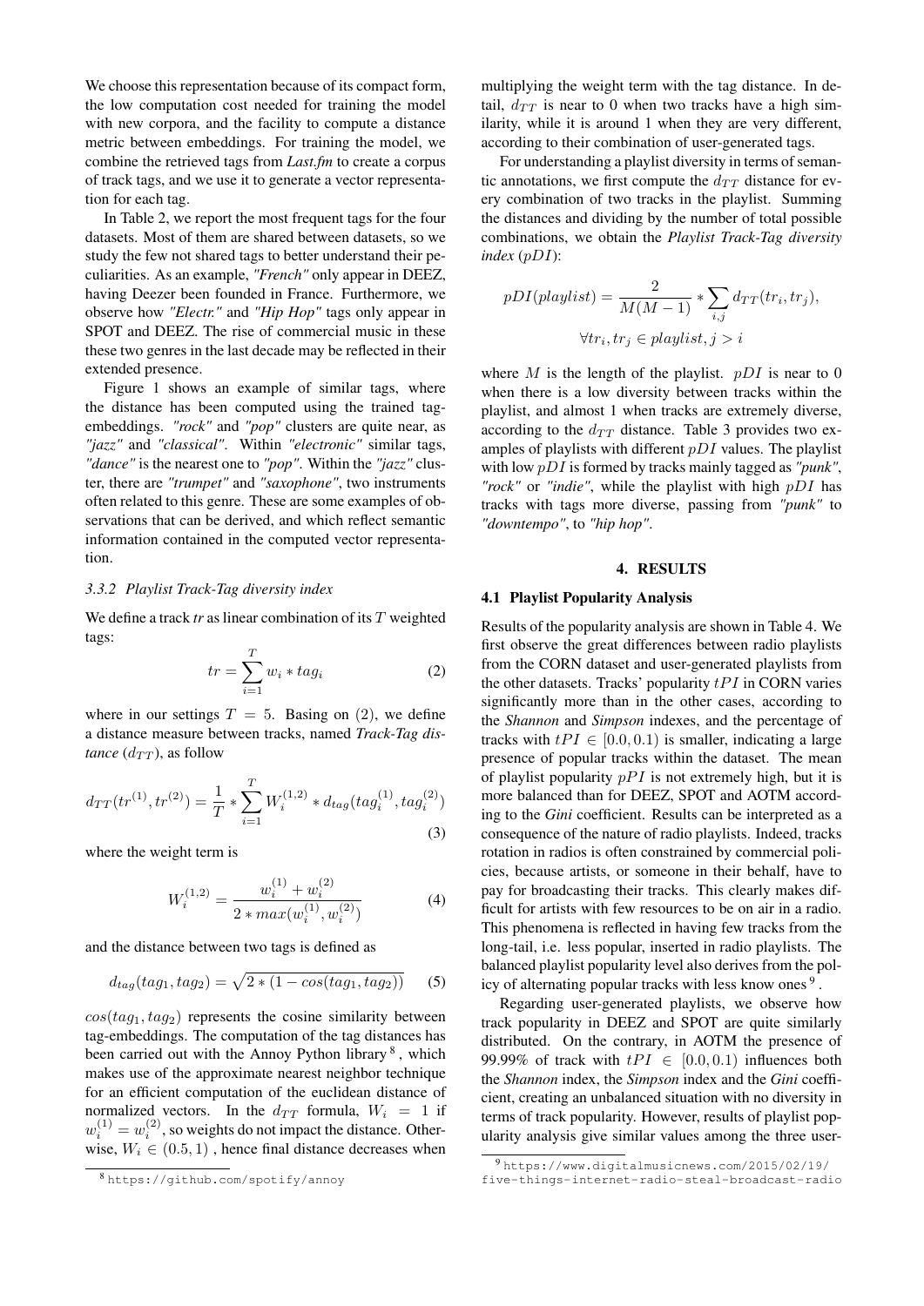We choose this representation because of its compact form, the low computation cost needed for training the model with new corpora, and the facility to compute a distance metric between embeddings. For training the model, we combine the retrieved tags from *Last.fm* to create a corpus of track tags, and we use it to generate a vector representation for each tag.

In Table 2, we report the most frequent tags for the four datasets. Most of them are shared between datasets, so we study the few not shared tags to better understand their peculiarities. As an example, *"French"* only appear in DEEZ, having Deezer been founded in France. Furthermore, we observe how *"Electr."* and *"Hip Hop"* tags only appear in SPOT and DEEZ. The rise of commercial music in these these two genres in the last decade may be reflected in their extended presence.

Figure 1 shows an example of similar tags, where the distance has been computed using the trained tag-embeddings. *"rock"* and *"pop"* clusters are quite near, as *"jazz"* and *"classical"*. Within *"electronic"* similar tags, *"dance"* is the nearest one to *"pop"*. Within the *"jazz"* cluster, there are *"trumpet"* and *"saxophone"*, two instruments often related to this genre. These are some examples of observations that can be derived, and which reflect semantic information contained in the computed vector representation.

#### 3.3.2 Playlist Track-Tag diversity index

We define a track *tr* as linear combination of its $T$ weighted tags:

$$tr = \sum_{i=1}^{T} w_i * tag_i \tag{2}$$

where in our settings $T = 5$. Basing on (2), we define a distance measure between tracks, named *Track-Tag distance* ($d_{TT}$), as follow

$$d_{TT}(tr^{(1)}, tr^{(2)}) = \frac{1}{T} * \sum_{i=1}^{T} W_i^{(1,2)} * d_{tag}(tag_i^{(1)}, tag_i^{(2)}) \tag{3}$$

where the weight term is

$$W_i^{(1,2)} = \frac{w_i^{(1)} + w_i^{(2)}}{2 * max(w_i^{(1)}, w_i^{(2)})} \tag{4}$$

and the distance between two tags is defined as

$$d_{tag}(tag_1, tag_2) = \sqrt{2 * (1 - cos(tag_1, tag_2))} \tag{5}$$

$cos(tag_1, tag_2)$ represents the cosine similarity between tag-embeddings. The computation of the tag distances has been carried out with the Annoy Python library [8], which makes use of the approximate nearest neighbor technique for an efficient computation of the euclidean distance of normalized vectors. In the $d_{TT}$ formula, $W_i = 1$ if $w_i^{(1)} = w_i^{(2)}$, so weights do not impact the distance. Otherwise, $W_i \in (0.5, 1)$ , hence final distance decreases when multiplying the weight term with the tag distance. In detail, $d_{TT}$ is near to 0 when two tracks have a high similarity, while it is around 1 when they are very different, according to their combination of user-generated tags.

For understanding a playlist diversity in terms of semantic annotations, we first compute the $d_{TT}$ distance for every combination of two tracks in the playlist. Summing the distances and dividing by the number of total possible combinations, we obtain the *Playlist Track-Tag diversity index* ($pDI$):

$$pDI(playlist) = \frac{2}{M(M-1)} * \sum_{i,j} d_{TT}(tr_i, tr_j),$$
$$\forall tr_i, tr_j \in playlist, j > i$$

where $M$ is the length of the playlist. $pDI$ is near to 0 when there is a low diversity between tracks within the playlist, and almost 1 when tracks are extremely diverse, according to the $d_{TT}$ distance. Table 3 provides two examples of playlists with different $pDI$ values. The playlist with low $pDI$ is formed by tracks mainly tagged as *"punk"*, *"rock"* or *"indie"*, while the playlist with high $pDI$ has tracks with tags more diverse, passing from *"punk"* to *"downtempo"*, to *"hip hop"*.

## 4. RESULTS

### 4.1 Playlist Popularity Analysis

Results of the popularity analysis are shown in Table 4. We first observe the great differences between radio playlists from the CORN dataset and user-generated playlists from the other datasets. Tracks' popularity $tPI$ in CORN varies significantly more than in the other cases, according to the *Shannon* and *Simpson* indexes, and the percentage of tracks with $tPI \in [0.0, 0.1)$ is smaller, indicating a large presence of popular tracks within the dataset. The mean of playlist popularity $pPI$ is not extremely high, but it is more balanced than for DEEZ, SPOT and AOTM according to the *Gini* coefficient. Results can be interpreted as a consequence of the nature of radio playlists. Indeed, tracks rotation in radios is often constrained by commercial policies, because artists, or someone in their behalf, have to pay for broadcasting their tracks. This clearly makes difficult for artists with few resources to be on air in a radio. This phenomena is reflected in having few tracks from the long-tail, i.e. less popular, inserted in radio playlists. The balanced playlist popularity level also derives from the policy of alternating popular tracks with less know ones [9].

Regarding user-generated playlists, we observe how track popularity in DEEZ and SPOT are quite similarly distributed. On the contrary, in AOTM the presence of 99.99% of track with $tPI \in [0.0, 0.1)$ influences both the *Shannon* index, the *Simpson* index and the *Gini* coefficient, creating an unbalanced situation with no diversity in terms of track popularity. However, results of playlist popularity analysis give similar values among the three user-

[8] https://github.com/spotify/annoy

[9] https://www.digitalmusicnews.com/2015/02/19/five-things-internet-radio-steal-broadcast-radio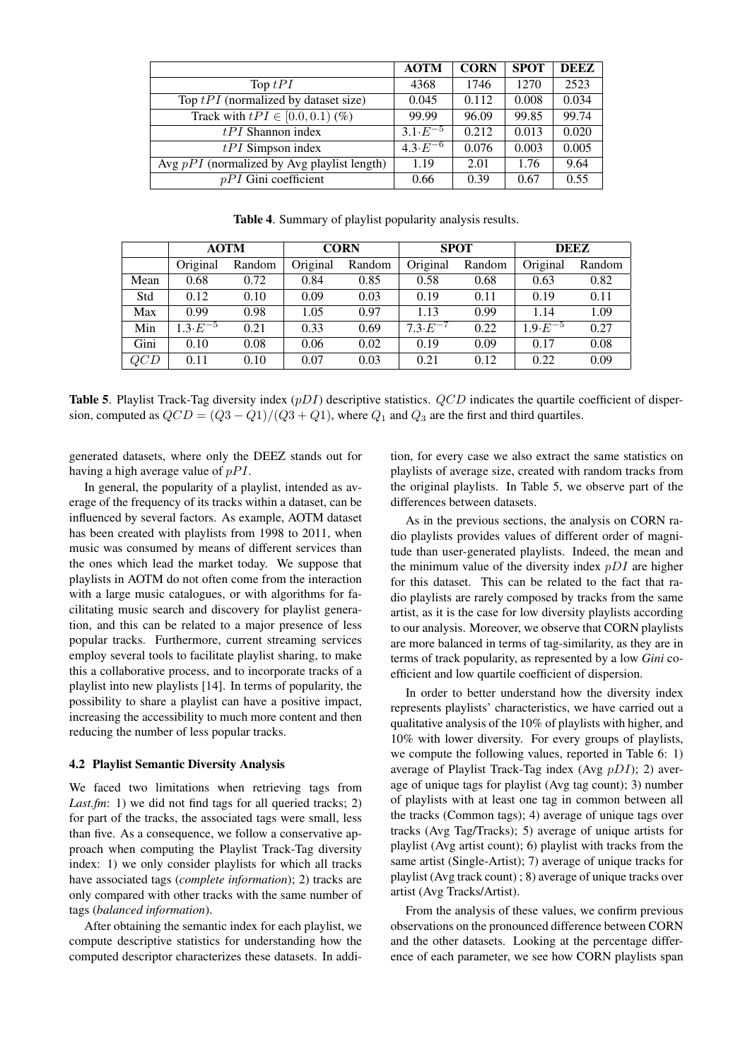| | AOTM | CORN | SPOT | DEEZ |
|---|---|---|---|---|
| Top $tPI$ | 4368 | 1746 | 1270 | 2523 |
| Top $tPI$ (normalized by dataset size) | 0.045 | 0.112 | 0.008 | 0.034 |
| Track with $tPI \in [0.0, 0.1)$ (%) | 99.99 | 96.09 | 99.85 | 99.74 |
| $tPI$ Shannon index | $3.1 \cdot E^{-5}$ | 0.212 | 0.013 | 0.020 |
| $tPI$ Simpson index | $4.3 \cdot E^{-6}$ | 0.076 | 0.003 | 0.005 |
| Avg $pPI$ (normalized by Avg playlist length) | 1.19 | 2.01 | 1.76 | 9.64 |
| $pPI$ Gini coefficient | 0.66 | 0.39 | 0.67 | 0.55 |

**Table 4**. Summary of playlist popularity analysis results.

| | AOTM | | CORN | | SPOT | | DEEZ | |
|---|---|---|---|---|---|---|---|---|
| | Original | Random | Original | Random | Original | Random | Original | Random |
| Mean | 0.68 | 0.72 | 0.84 | 0.85 | 0.58 | 0.68 | 0.63 | 0.82 |
| Std | 0.12 | 0.10 | 0.09 | 0.03 | 0.19 | 0.11 | 0.19 | 0.11 |
| Max | 0.99 | 0.98 | 1.05 | 0.97 | 1.13 | 0.99 | 1.14 | 1.09 |
| Min | $1.3 \cdot E^{-5}$ | 0.21 | 0.33 | 0.69 | $7.3 \cdot E^{-7}$ | 0.22 | $1.9 \cdot E^{-5}$ | 0.27 |
| Gini | 0.10 | 0.08 | 0.06 | 0.02 | 0.19 | 0.09 | 0.17 | 0.08 |
| $QCD$ | 0.11 | 0.10 | 0.07 | 0.03 | 0.21 | 0.12 | 0.22 | 0.09 |

**Table 5**. Playlist Track-Tag diversity index ($pDI$) descriptive statistics. $QCD$ indicates the quartile coefficient of dispersion, computed as $QCD = (Q3 - Q1)/(Q3 + Q1)$, where $Q_1$ and $Q_3$ are the first and third quartiles.

generated datasets, where only the DEEZ stands out for having a high average value of $pPI$.

In general, the popularity of a playlist, intended as average of the frequency of its tracks within a dataset, can be influenced by several factors. As example, AOTM dataset has been created with playlists from 1998 to 2011, when music was consumed by means of different services than the ones which lead the market today. We suppose that playlists in AOTM do not often come from the interaction with a large music catalogues, or with algorithms for facilitating music search and discovery for playlist generation, and this can be related to a major presence of less popular tracks. Furthermore, current streaming services employ several tools to facilitate playlist sharing, to make this a collaborative process, and to incorporate tracks of a playlist into new playlists [14]. In terms of popularity, the possibility to share a playlist can have a positive impact, increasing the accessibility to much more content and then reducing the number of less popular tracks.

### 4.2 Playlist Semantic Diversity Analysis

We faced two limitations when retrieving tags from *Last.fm*: 1) we did not find tags for all queried tracks; 2) for part of the tracks, the associated tags were small, less than five. As a consequence, we follow a conservative approach when computing the Playlist Track-Tag diversity index: 1) we only consider playlists for which all tracks have associated tags (*complete information*); 2) tracks are only compared with other tracks with the same number of tags (*balanced information*).

After obtaining the semantic index for each playlist, we compute descriptive statistics for understanding how the computed descriptor characterizes these datasets. In addition, for every case we also extract the same statistics on playlists of average size, created with random tracks from the original playlists. In Table 5, we observe part of the differences between datasets.

As in the previous sections, the analysis on CORN radio playlists provides values of different order of magnitude than user-generated playlists. Indeed, the mean and the minimum value of the diversity index $pDI$ are higher for this dataset. This can be related to the fact that radio playlists are rarely composed by tracks from the same artist, as it is the case for low diversity playlists according to our analysis. Moreover, we observe that CORN playlists are more balanced in terms of tag-similarity, as they are in terms of track popularity, as represented by a low *Gini* coefficient and low quartile coefficient of dispersion.

In order to better understand how the diversity index represents playlists' characteristics, we have carried out a qualitative analysis of the 10% of playlists with higher, and 10% with lower diversity. For every groups of playlists, we compute the following values, reported in Table 6: 1) average of Playlist Track-Tag index (Avg $pDI$); 2) average of unique tags for playlist (Avg tag count); 3) number of playlists with at least one tag in common between all the tracks (Common tags); 4) average of unique tags over tracks (Avg Tag/Tracks); 5) average of unique artists for playlist (Avg artist count); 6) playlist with tracks from the same artist (Single-Artist); 7) average of unique tracks for playlist (Avg track count) ; 8) average of unique tracks over artist (Avg Tracks/Artist).

From the analysis of these values, we confirm previous observations on the pronounced difference between CORN and the other datasets. Looking at the percentage difference of each parameter, we see how CORN playlists span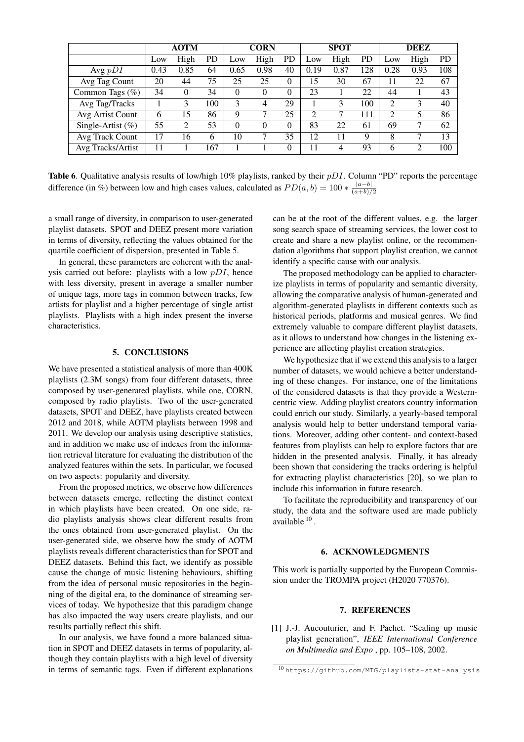| | AOTM | | | CORN | | | SPOT | | | DEEZ | | |
|---|---|---|---|---|---|---|---|---|---|---|---|---|
| | Low | High | PD | Low | High | PD | Low | High | PD | Low | High | PD |
| Avg $pDI$ | 0.43 | 0.85 | 64 | 0.65 | 0.98 | 40 | 0.19 | 0.87 | 128 | 0.28 | 0.93 | 108 |
| Avg Tag Count | 20 | 44 | 75 | 25 | 25 | 0 | 15 | 30 | 67 | 11 | 22 | 67 |
| Common Tags (%) | 34 | 0 | 34 | 0 | 0 | 0 | 23 | 1 | 22 | 44 | 1 | 43 |
| Avg Tag/Tracks | 1 | 3 | 100 | 3 | 4 | 29 | 1 | 3 | 100 | 2 | 3 | 40 |
| Avg Artist Count | 6 | 15 | 86 | 9 | 7 | 25 | 2 | 7 | 111 | 2 | 5 | 86 |
| Single-Artist (%) | 55 | 2 | 53 | 0 | 0 | 0 | 83 | 22 | 61 | 69 | 7 | 62 |
| Avg Track Count | 17 | 16 | 6 | 10 | 7 | 35 | 12 | 11 | 9 | 8 | 7 | 13 |
| Avg Tracks/Artist | 11 | 1 | 167 | 1 | 1 | 0 | 11 | 4 | 93 | 6 | 2 | 100 |

**Table 6**. Qualitative analysis results of low/high 10% playlists, ranked by their $pDI$. Column "PD" reports the percentage difference (in %) between low and high cases values, calculated as $PD(a, b) = 100 * \frac{|a-b|}{(a+b)/2}$

a small range of diversity, in comparison to user-generated playlist datasets. SPOT and DEEZ present more variation in terms of diversity, reflecting the values obtained for the quartile coefficient of dispersion, presented in Table 5.

In general, these parameters are coherent with the analysis carried out before: playlists with a low $pDI$, hence with less diversity, present in average a smaller number of unique tags, more tags in common between tracks, few artists for playlist and a higher percentage of single artist playlists. Playlists with a high index present the inverse characteristics.

## 5. CONCLUSIONS

We have presented a statistical analysis of more than 400K playlists (2.3M songs) from four different datasets, three composed by user-generated playlists, while one, CORN, composed by radio playlists. Two of the user-generated datasets, SPOT and DEEZ, have playlists created between 2012 and 2018, while AOTM playlists between 1998 and 2011. We develop our analysis using descriptive statistics, and in addition we make use of indexes from the information retrieval literature for evaluating the distribution of the analyzed features within the sets. In particular, we focused on two aspects: popularity and diversity.

From the proposed metrics, we observe how differences between datasets emerge, reflecting the distinct context in which playlists have been created. On one side, radio playlists analysis shows clear different results from the ones obtained from user-generated playlist. On the user-generated side, we observe how the study of AOTM playlists reveals different characteristics than for SPOT and DEEZ datasets. Behind this fact, we identify as possible cause the change of music listening behaviours, shifting from the idea of personal music repositories in the beginning of the digital era, to the dominance of streaming services of today. We hypothesize that this paradigm change has also impacted the way users create playlists, and our results partially reflect this shift.

In our analysis, we have found a more balanced situation in SPOT and DEEZ datasets in terms of popularity, although they contain playlists with a high level of diversity in terms of semantic tags. Even if different explanations can be at the root of the different values, e.g. the larger song search space of streaming services, the lower cost to create and share a new playlist online, or the recommendation algorithms that support playlist creation, we cannot identify a specific cause with our analysis.

The proposed methodology can be applied to characterize playlists in terms of popularity and semantic diversity, allowing the comparative analysis of human-generated and algorithm-generated playlists in different contexts such as historical periods, platforms and musical genres. We find extremely valuable to compare different playlist datasets, as it allows to understand how changes in the listening experience are affecting playlist creation strategies.

We hypothesize that if we extend this analysis to a larger number of datasets, we would achieve a better understanding of these changes. For instance, one of the limitations of the considered datasets is that they provide a Western-centric view. Adding playlist creators country information could enrich our study. Similarly, a yearly-based temporal analysis would help to better understand temporal variations. Moreover, adding other content- and context-based features from playlists can help to explore factors that are hidden in the presented analysis. Finally, it has already been shown that considering the tracks ordering is helpful for extracting playlist characteristics [20], so we plan to include this information in future research.

To facilitate the reproducibility and transparency of our study, the data and the software used are made publicly available [10].

## 6. ACKNOWLEDGMENTS

This work is partially supported by the European Commission under the TROMPA project (H2020 770376).

## 7. REFERENCES

[1] J.-J. Aucouturier, and F. Pachet. "Scaling up music playlist generation", *IEEE International Conference on Multimedia and Expo* , pp. 105–108, 2002.

[10] https://github.com/MTG/playlists-stat-analysis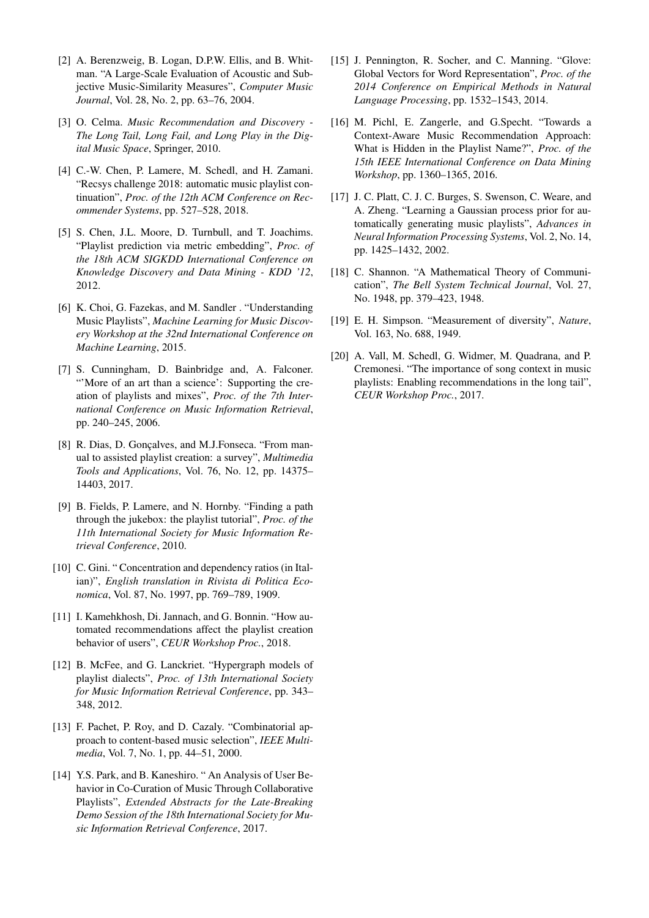[2] A. Berenzweig, B. Logan, D.P.W. Ellis, and B. Whitman. "A Large-Scale Evaluation of Acoustic and Subjective Music-Similarity Measures", *Computer Music Journal*, Vol. 28, No. 2, pp. 63–76, 2004.

[3] O. Celma. *Music Recommendation and Discovery - The Long Tail, Long Fail, and Long Play in the Digital Music Space*, Springer, 2010.

[4] C.-W. Chen, P. Lamere, M. Schedl, and H. Zamani. "Recsys challenge 2018: automatic music playlist continuation", *Proc. of the 12th ACM Conference on Recommender Systems*, pp. 527–528, 2018.

[5] S. Chen, J.L. Moore, D. Turnbull, and T. Joachims. "Playlist prediction via metric embedding", *Proc. of the 18th ACM SIGKDD International Conference on Knowledge Discovery and Data Mining - KDD '12*, 2012.

[6] K. Choi, G. Fazekas, and M. Sandler . "Understanding Music Playlists", *Machine Learning for Music Discovery Workshop at the 32nd International Conference on Machine Learning*, 2015.

[7] S. Cunningham, D. Bainbridge and, A. Falconer. "'More of an art than a science': Supporting the creation of playlists and mixes", *Proc. of the 7th International Conference on Music Information Retrieval*, pp. 240–245, 2006.

[8] R. Dias, D. Gonçalves, and M.J.Fonseca. "From manual to assisted playlist creation: a survey", *Multimedia Tools and Applications*, Vol. 76, No. 12, pp. 14375–14403, 2017.

[9] B. Fields, P. Lamere, and N. Hornby. "Finding a path through the jukebox: the playlist tutorial", *Proc. of the 11th International Society for Music Information Retrieval Conference*, 2010.

[10] C. Gini. " Concentration and dependency ratios (in Italian)", *English translation in Rivista di Politica Economica*, Vol. 87, No. 1997, pp. 769–789, 1909.

[11] I. Kamehkhosh, Di. Jannach, and G. Bonnin. "How automated recommendations affect the playlist creation behavior of users", *CEUR Workshop Proc.*, 2018.

[12] B. McFee, and G. Lanckriet. "Hypergraph models of playlist dialects", *Proc. of 13th International Society for Music Information Retrieval Conference*, pp. 343–348, 2012.

[13] F. Pachet, P. Roy, and D. Cazaly. "Combinatorial approach to content-based music selection", *IEEE Multimedia*, Vol. 7, No. 1, pp. 44–51, 2000.

[14] Y.S. Park, and B. Kaneshiro. " An Analysis of User Behavior in Co-Curation of Music Through Collaborative Playlists", *Extended Abstracts for the Late-Breaking Demo Session of the 18th International Society for Music Information Retrieval Conference*, 2017.

[15] J. Pennington, R. Socher, and C. Manning. "Glove: Global Vectors for Word Representation", *Proc. of the 2014 Conference on Empirical Methods in Natural Language Processing*, pp. 1532–1543, 2014.

[16] M. Pichl, E. Zangerle, and G.Specht. "Towards a Context-Aware Music Recommendation Approach: What is Hidden in the Playlist Name?", *Proc. of the 15th IEEE International Conference on Data Mining Workshop*, pp. 1360–1365, 2016.

[17] J. C. Platt, C. J. C. Burges, S. Swenson, C. Weare, and A. Zheng. "Learning a Gaussian process prior for automatically generating music playlists", *Advances in Neural Information Processing Systems*, Vol. 2, No. 14, pp. 1425–1432, 2002.

[18] C. Shannon. "A Mathematical Theory of Communication", *The Bell System Technical Journal*, Vol. 27, No. 1948, pp. 379–423, 1948.

[19] E. H. Simpson. "Measurement of diversity", *Nature*, Vol. 163, No. 688, 1949.

[20] A. Vall, M. Schedl, G. Widmer, M. Quadrana, and P. Cremonesi. "The importance of song context in music playlists: Enabling recommendations in the long tail", *CEUR Workshop Proc.*, 2017.